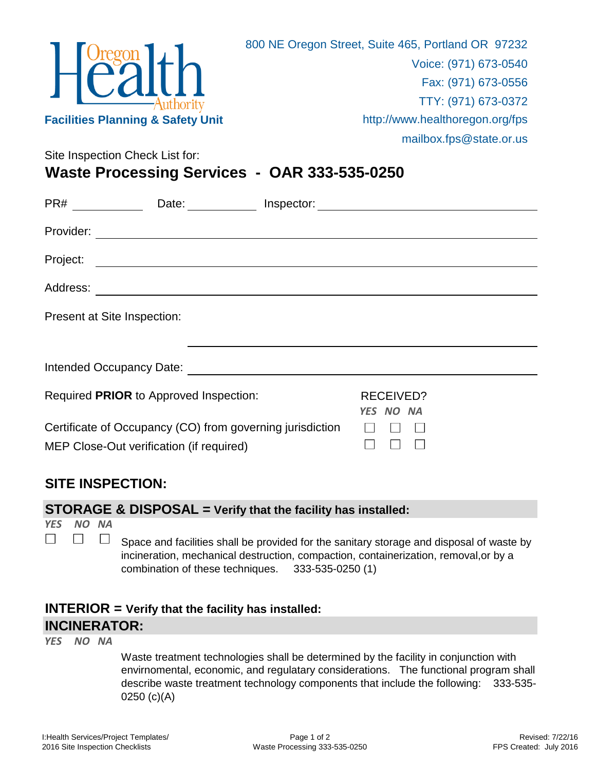Oregon Health Authority

**Facilities Planning & Safety Unit**

800 NE Oregon Street, Suite 465, Portland OR 97232
Voice: (971) 673-0540
Fax: (971) 673-0556
TTY: (971) 673-0372
http://www.healthoregon.org/fps
mailbox.fps@state.or.us

Site Inspection Check List for:

# Waste Processing Services - OAR 333-535-0250

PR# ____________ Date: ____________ Inspector: ______________________________

Provider: ______________________________

Project: ______________________________

Address: ______________________________

Present at Site Inspection:

______________________________

Intended Occupancy Date: ______________________________

Required **PRIOR** to Approved Inspection:

| | RECEIVED? YES | NO | NA |
|---|---|---|---|
| Certificate of Occupancy (CO) from governing jurisdiction | ☐ | ☐ | ☐ |
| MEP Close-Out verification (if required) | ☐ | ☐ | ☐ |

## SITE INSPECTION:

### STORAGE & DISPOSAL = Verify that the facility has installed:

| *YES* | *NO* | *NA* | |
|---|---|---|---|
| ☐ | ☐ | ☐ | Space and facilities shall be provided for the sanitary storage and disposal of waste by incineration, mechanical destruction, compaction, containerization, removal,or by a combination of these techniques. 333-535-0250 (1) |

### INTERIOR = Verify that the facility has installed:

### INCINERATOR:

| *YES* | *NO* | *NA* | |
|---|---|---|---|
| | | | Waste treatment technologies shall be determined by the facility in conjunction with envirnomental, economic, and regulatary considerations. The functional program shall describe waste treatment technology components that include the following: 333-535-0250 (c)(A) |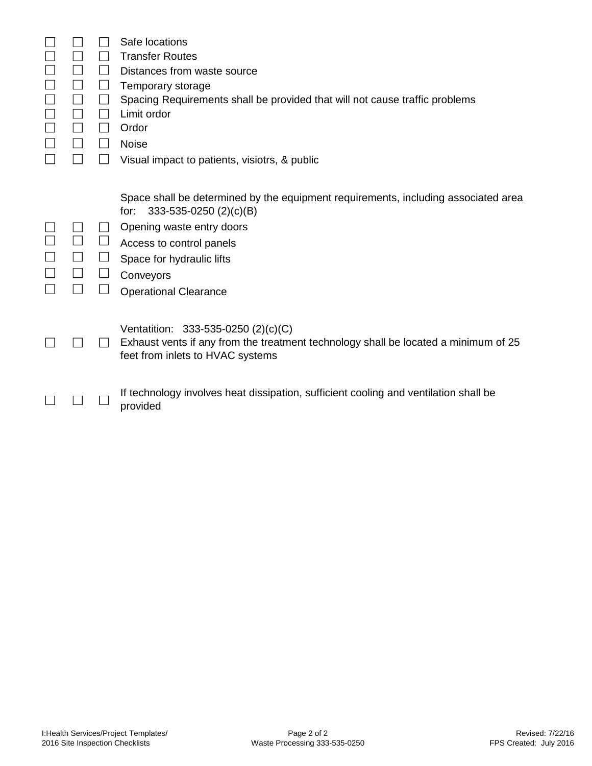- ☐ ☐ ☐ Safe locations
- ☐ ☐ ☐ Transfer Routes
- ☐ ☐ ☐ Distances from waste source
- ☐ ☐ ☐ Temporary storage
- ☐ ☐ ☐ Spacing Requirements shall be provided that will not cause traffic problems
- ☐ ☐ ☐ Limit ordor
- ☐ ☐ ☐ Ordor
- ☐ ☐ ☐ Noise
- ☐ ☐ ☐ Visual impact to patients, visiotrs, & public

Space shall be determined by the equipment requirements, including associated area for: 333-535-0250 (2)(c)(B)

- ☐ ☐ ☐ Opening waste entry doors
- ☐ ☐ ☐ Access to control panels
- ☐ ☐ ☐ Space for hydraulic lifts
- ☐ ☐ ☐ Conveyors
- ☐ ☐ ☐ Operational Clearance

Ventatition: 333-535-0250 (2)(c)(C)

- ☐ ☐ ☐ Exhaust vents if any from the treatment technology shall be located a minimum of 25 feet from inlets to HVAC systems

- ☐ ☐ ☐ If technology involves heat dissipation, sufficient cooling and ventilation shall be provided